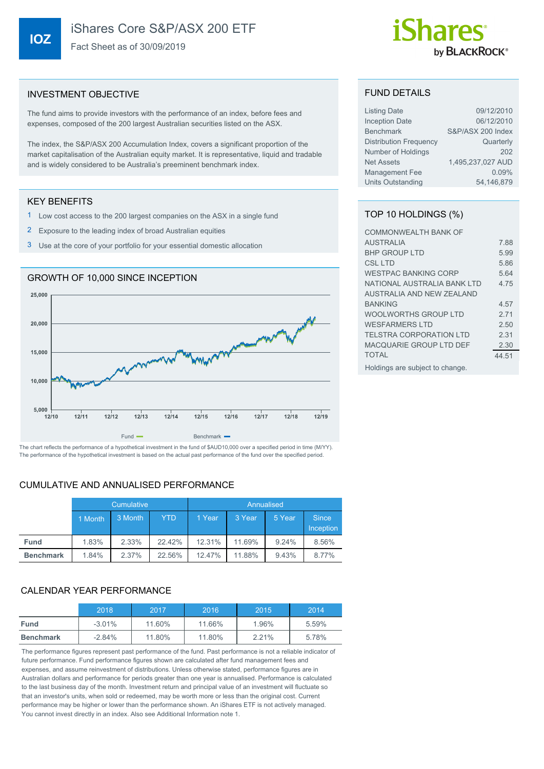# IOZ iShares Core S&P/ASX 200 ETF

Fact Sheet as of 30/09/2019

iShares by BLACKROCK

## INVESTMENT OBJECTIVE

The fund aims to provide investors with the performance of an index, before fees and expenses, composed of the 200 largest Australian securities listed on the ASX.

The index, the S&P/ASX 200 Accumulation Index, covers a significant proportion of the market capitalisation of the Australian equity market. It is representative, liquid and tradable and is widely considered to be Australia's preeminent benchmark index.

## KEY BENEFITS

1. Low cost access to the 200 largest companies on the ASX in a single fund
2. Exposure to the leading index of broad Australian equities
3. Use at the core of your portfolio for your essential domestic allocation

## GROWTH OF 10,000 SINCE INCEPTION

Fund — Benchmark —

The chart reflects the performance of a hypothetical investment in the fund of $AUD10,000 over a specified period in time (M/YY). The performance of the hypothetical investment is based on the actual past performance of the fund over the specified period.

## FUND DETAILS

| | |
|---|---|
| Listing Date | 09/12/2010 |
| Inception Date | 06/12/2010 |
| Benchmark | S&P/ASX 200 Index |
| Distribution Frequency | Quarterly |
| Number of Holdings | 202 |
| Net Assets | 1,495,237,027 AUD |
| Management Fee | 0.09% |
| Units Outstanding | 54,146,879 |

## TOP 10 HOLDINGS (%)

| | |
|---|---|
| COMMONWEALTH BANK OF AUSTRALIA | 7.88 |
| BHP GROUP LTD | 5.99 |
| CSL LTD | 5.86 |
| WESTPAC BANKING CORP | 5.64 |
| NATIONAL AUSTRALIA BANK LTD | 4.75 |
| AUSTRALIA AND NEW ZEALAND BANKING | 4.57 |
| WOOLWORTHS GROUP LTD | 2.71 |
| WESFARMERS LTD | 2.50 |
| TELSTRA CORPORATION LTD | 2.31 |
| MACQUARIE GROUP LTD DEF | 2.30 |
| TOTAL | 44.51 |

Holdings are subject to change.

## CUMULATIVE AND ANNUALISED PERFORMANCE

| | Cumulative | | | Annualised | | | |
|---|---|---|---|---|---|---|---|
| | 1 Month | 3 Month | YTD | 1 Year | 3 Year | 5 Year | Since Inception |
| **Fund** | 1.83% | 2.33% | 22.42% | 12.31% | 11.69% | 9.24% | 8.56% |
| **Benchmark** | 1.84% | 2.37% | 22.56% | 12.47% | 11.88% | 9.43% | 8.77% |

## CALENDAR YEAR PERFORMANCE

| | 2018 | 2017 | 2016 | 2015 | 2014 |
|---|---|---|---|---|---|
| **Fund** | -3.01% | 11.60% | 11.66% | 1.96% | 5.59% |
| **Benchmark** | -2.84% | 11.80% | 11.80% | 2.21% | 5.78% |

The performance figures represent past performance of the fund. Past performance is not a reliable indicator of future performance. Fund performance figures shown are calculated after fund management fees and expenses, and assume reinvestment of distributions. Unless otherwise stated, performance figures are in Australian dollars and performance for periods greater than one year is annualised. Performance is calculated to the last business day of the month. Investment return and principal value of an investment will fluctuate so that an investor's units, when sold or redeemed, may be worth more or less than the original cost. Current performance may be higher or lower than the performance shown. An iShares ETF is not actively managed. You cannot invest directly in an index. Also see Additional Information note 1.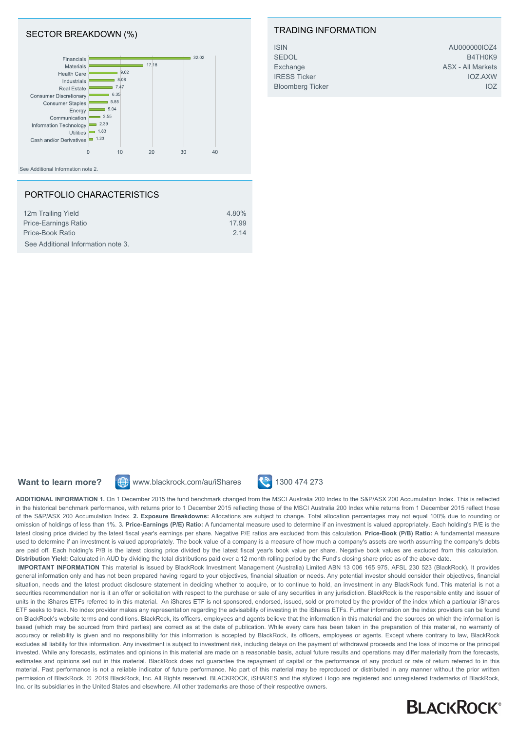## SECTOR BREAKDOWN (%)

Financials 32.02
Materials 17.18
Health Care 9.02
Industrials 8.08
Real Estate 7.47
Consumer Discretionary 6.35
Consumer Staples 5.85
Energy 5.04
Communication 3.55
Information Technology 2.39
Utilities 1.83
Cash and/or Derivatives 1.23

0 10 20 30 40

See Additional Information note 2.

## PORTFOLIO CHARACTERISTICS

| | |
|---|---|
| 12m Trailing Yield | 4.80% |
| Price-Earnings Ratio | 17.99 |
| Price-Book Ratio | 2.14 |

See Additional Information note 3.

## TRADING INFORMATION

| | |
|---|---|
| ISIN | AU000000IOZ4 |
| SEDOL | B4TH0K9 |
| Exchange | ASX - All Markets |
| IRESS Ticker | IOZ.AXW |
| Bloomberg Ticker | IOZ |

**Want to learn more?** www.blackrock.com/au/iShares 1300 474 273

**ADDITIONAL INFORMATION 1.** On 1 December 2015 the fund benchmark changed from the MSCI Australia 200 Index to the S&P/ASX 200 Accumulation Index. This is reflected in the historical benchmark performance, with returns prior to 1 December 2015 reflecting those of the MSCI Australia 200 Index while returns from 1 December 2015 reflect those of the S&P/ASX 200 Accumulation Index. **2. Exposure Breakdowns:** Allocations are subject to change. Total allocation percentages may not equal 100% due to rounding or omission of holdings of less than 1%. 3**. Price-Earnings (P/E) Ratio:** A fundamental measure used to determine if an investment is valued appropriately. Each holding's P/E is the latest closing price divided by the latest fiscal year's earnings per share. Negative P/E ratios are excluded from this calculation. **Price-Book (P/B) Ratio:** A fundamental measure used to determine if an investment is valued appropriately. The book value of a company is a measure of how much a company's assets are worth assuming the company's debts are paid off. Each holding's P/B is the latest closing price divided by the latest fiscal year's book value per share. Negative book values are excluded from this calculation. **Distribution Yield:** Calculated in AUD by dividing the total distributions paid over a 12 month rolling period by the Fund's closing share price as of the above date.

**IMPORTANT INFORMATION** This material is issued by BlackRock Investment Management (Australia) Limited ABN 13 006 165 975, AFSL 230 523 (BlackRock). It provides general information only and has not been prepared having regard to your objectives, financial situation or needs. Any potential investor should consider their objectives, financial situation, needs and the latest product disclosure statement in deciding whether to acquire, or to continue to hold, an investment in any BlackRock fund. This material is not a securities recommendation nor is it an offer or solicitation with respect to the purchase or sale of any securities in any jurisdiction. BlackRock is the responsible entity and issuer of units in the iShares ETFs referred to in this material. An iShares ETF is not sponsored, endorsed, issued, sold or promoted by the provider of the index which a particular iShares ETF seeks to track. No index provider makes any representation regarding the advisability of investing in the iShares ETFs. Further information on the index providers can be found on BlackRock's website terms and conditions. BlackRock, its officers, employees and agents believe that the information in this material and the sources on which the information is based (which may be sourced from third parties) are correct as at the date of publication. While every care has been taken in the preparation of this material, no warranty of accuracy or reliability is given and no responsibility for this information is accepted by BlackRock, its officers, employees or agents. Except where contrary to law, BlackRock excludes all liability for this information. Any investment is subject to investment risk, including delays on the payment of withdrawal proceeds and the loss of income or the principal invested. While any forecasts, estimates and opinions in this material are made on a reasonable basis, actual future results and operations may differ materially from the forecasts, estimates and opinions set out in this material. BlackRock does not guarantee the repayment of capital or the performance of any product or rate of return referred to in this material. Past performance is not a reliable indicator of future performance. No part of this material may be reproduced or distributed in any manner without the prior written permission of BlackRock. © 2019 BlackRock, Inc. All Rights reserved. BLACKROCK, iSHARES and the stylized i logo are registered and unregistered trademarks of BlackRock, Inc. or its subsidiaries in the United States and elsewhere. All other trademarks are those of their respective owners.

BLACKROCK®